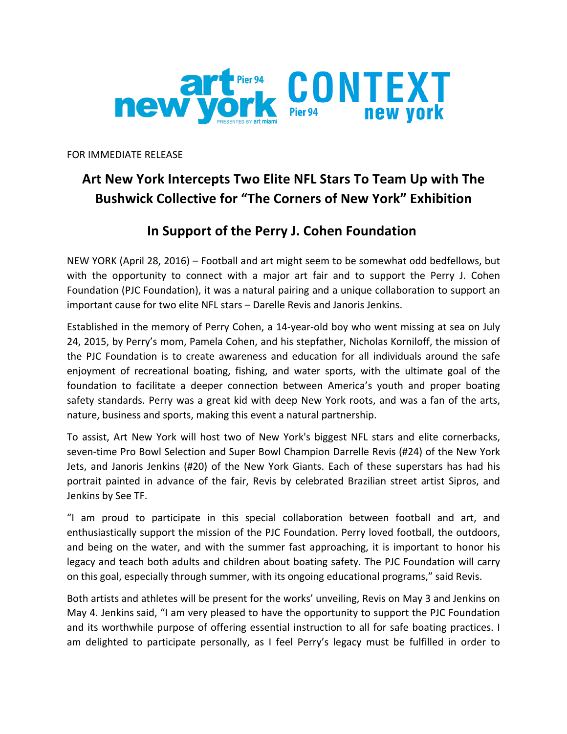FOR IMMEDIATE RELEASE

# Art New York Intercepts Two Elite NFL Stars To Team Up with The Bushwick Collective for "The Corners of New York" Exhibition

## In Support of the Perry J. Cohen Foundation

NEW YORK (April 28, 2016) – Football and art might seem to be somewhat odd bedfellows, but with the opportunity to connect with a major art fair and to support the Perry J. Cohen Foundation (PJC Foundation), it was a natural pairing and a unique collaboration to support an important cause for two elite NFL stars – Darelle Revis and Janoris Jenkins.

Established in the memory of Perry Cohen, a 14-year-old boy who went missing at sea on July 24, 2015, by Perry's mom, Pamela Cohen, and his stepfather, Nicholas Korniloff, the mission of the PJC Foundation is to create awareness and education for all individuals around the safe enjoyment of recreational boating, fishing, and water sports, with the ultimate goal of the foundation to facilitate a deeper connection between America's youth and proper boating safety standards. Perry was a great kid with deep New York roots, and was a fan of the arts, nature, business and sports, making this event a natural partnership.

To assist, Art New York will host two of New York's biggest NFL stars and elite cornerbacks, seven-time Pro Bowl Selection and Super Bowl Champion Darrelle Revis (#24) of the New York Jets, and Janoris Jenkins (#20) of the New York Giants. Each of these superstars has had his portrait painted in advance of the fair, Revis by celebrated Brazilian street artist Sipros, and Jenkins by See TF.

"I am proud to participate in this special collaboration between football and art, and enthusiastically support the mission of the PJC Foundation. Perry loved football, the outdoors, and being on the water, and with the summer fast approaching, it is important to honor his legacy and teach both adults and children about boating safety. The PJC Foundation will carry on this goal, especially through summer, with its ongoing educational programs," said Revis.

Both artists and athletes will be present for the works' unveiling, Revis on May 3 and Jenkins on May 4. Jenkins said, "I am very pleased to have the opportunity to support the PJC Foundation and its worthwhile purpose of offering essential instruction to all for safe boating practices. I am delighted to participate personally, as I feel Perry's legacy must be fulfilled in order to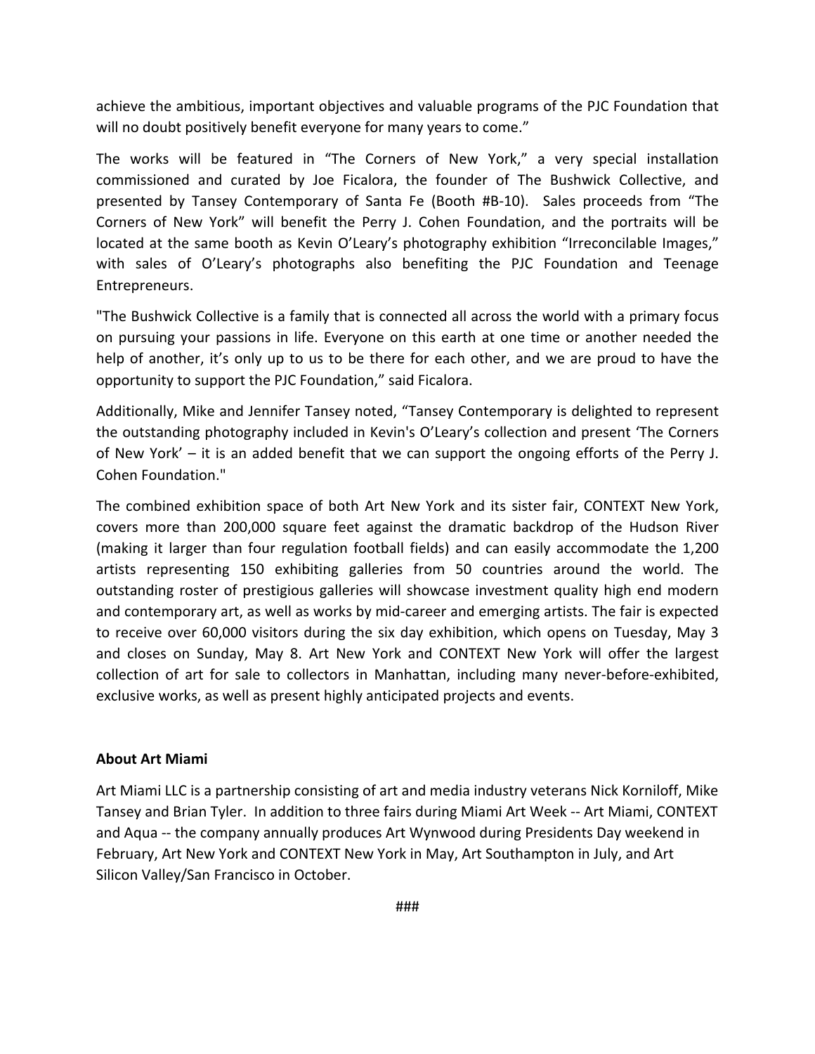achieve the ambitious, important objectives and valuable programs of the PJC Foundation that will no doubt positively benefit everyone for many years to come."

The works will be featured in "The Corners of New York," a very special installation commissioned and curated by Joe Ficalora, the founder of The Bushwick Collective, and presented by Tansey Contemporary of Santa Fe (Booth #B-10). Sales proceeds from "The Corners of New York" will benefit the Perry J. Cohen Foundation, and the portraits will be located at the same booth as Kevin O'Leary's photography exhibition "Irreconcilable Images," with sales of O'Leary's photographs also benefiting the PJC Foundation and Teenage Entrepreneurs.

"The Bushwick Collective is a family that is connected all across the world with a primary focus on pursuing your passions in life. Everyone on this earth at one time or another needed the help of another, it's only up to us to be there for each other, and we are proud to have the opportunity to support the PJC Foundation," said Ficalora.

Additionally, Mike and Jennifer Tansey noted, "Tansey Contemporary is delighted to represent the outstanding photography included in Kevin's O'Leary's collection and present 'The Corners of New York' – it is an added benefit that we can support the ongoing efforts of the Perry J. Cohen Foundation."

The combined exhibition space of both Art New York and its sister fair, CONTEXT New York, covers more than 200,000 square feet against the dramatic backdrop of the Hudson River (making it larger than four regulation football fields) and can easily accommodate the 1,200 artists representing 150 exhibiting galleries from 50 countries around the world. The outstanding roster of prestigious galleries will showcase investment quality high end modern and contemporary art, as well as works by mid-career and emerging artists. The fair is expected to receive over 60,000 visitors during the six day exhibition, which opens on Tuesday, May 3 and closes on Sunday, May 8. Art New York and CONTEXT New York will offer the largest collection of art for sale to collectors in Manhattan, including many never-before-exhibited, exclusive works, as well as present highly anticipated projects and events.

**About Art Miami**

Art Miami LLC is a partnership consisting of art and media industry veterans Nick Korniloff, Mike Tansey and Brian Tyler. In addition to three fairs during Miami Art Week -- Art Miami, CONTEXT and Aqua -- the company annually produces Art Wynwood during Presidents Day weekend in February, Art New York and CONTEXT New York in May, Art Southampton in July, and Art Silicon Valley/San Francisco in October.

###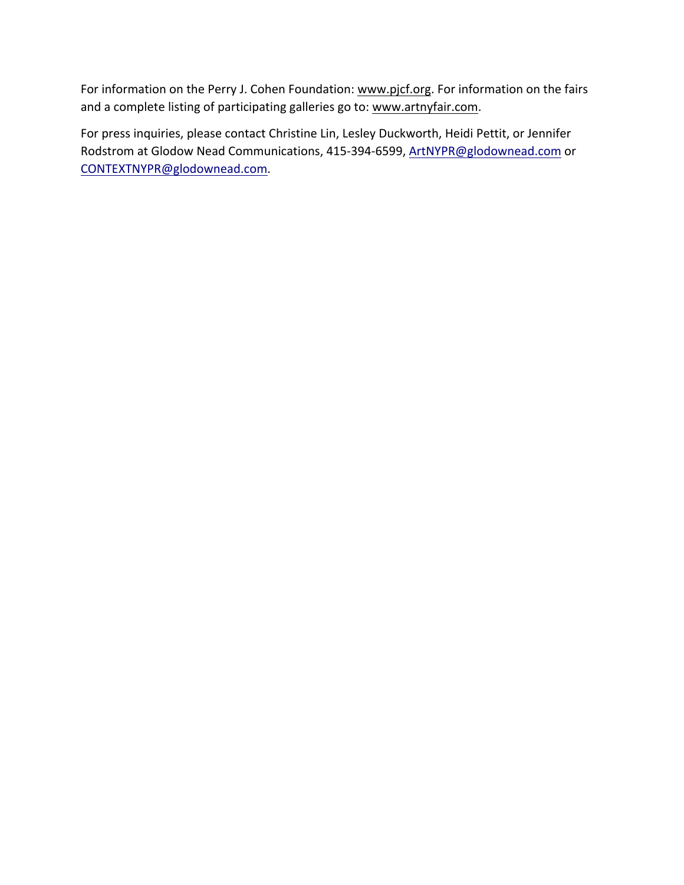For information on the Perry J. Cohen Foundation: www.pjcf.org. For information on the fairs and a complete listing of participating galleries go to: www.artnyfair.com.

For press inquiries, please contact Christine Lin, Lesley Duckworth, Heidi Pettit, or Jennifer Rodstrom at Glodow Nead Communications, 415-394-6599, ArtNYPR@glodownead.com or CONTEXTNYPR@glodownead.com.